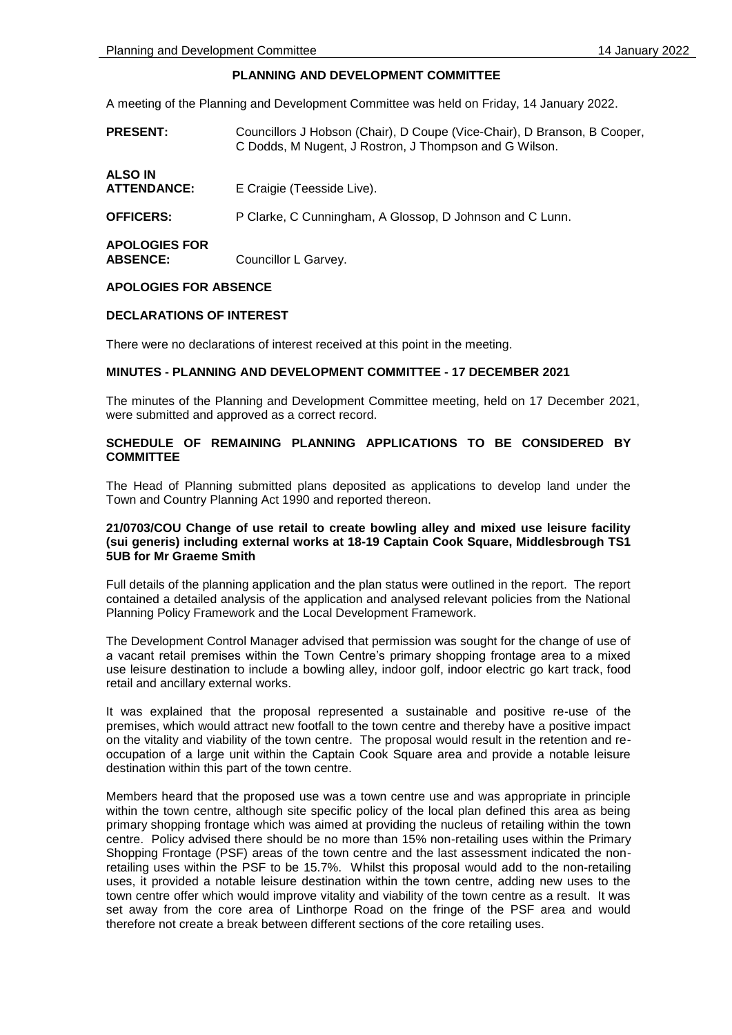# PLANNING AND DEVELOPMENT COMMITTEE

A meeting of the Planning and Development Committee was held on Friday, 14 January 2022.

**PRESENT:** Councillors J Hobson (Chair), D Coupe (Vice-Chair), D Branson, B Cooper, C Dodds, M Nugent, J Rostron, J Thompson and G Wilson.

**ALSO IN ATTENDANCE:** E Craigie (Teesside Live).

**OFFICERS:** P Clarke, C Cunningham, A Glossop, D Johnson and C Lunn.

**APOLOGIES FOR ABSENCE:** Councillor L Garvey.

## APOLOGIES FOR ABSENCE

## DECLARATIONS OF INTEREST

There were no declarations of interest received at this point in the meeting.

## MINUTES - PLANNING AND DEVELOPMENT COMMITTEE - 17 DECEMBER 2021

The minutes of the Planning and Development Committee meeting, held on 17 December 2021, were submitted and approved as a correct record.

## SCHEDULE OF REMAINING PLANNING APPLICATIONS TO BE CONSIDERED BY COMMITTEE

The Head of Planning submitted plans deposited as applications to develop land under the Town and Country Planning Act 1990 and reported thereon.

### 21/0703/COU Change of use retail to create bowling alley and mixed use leisure facility (sui generis) including external works at 18-19 Captain Cook Square, Middlesbrough TS1 5UB for Mr Graeme Smith

Full details of the planning application and the plan status were outlined in the report. The report contained a detailed analysis of the application and analysed relevant policies from the National Planning Policy Framework and the Local Development Framework.

The Development Control Manager advised that permission was sought for the change of use of a vacant retail premises within the Town Centre's primary shopping frontage area to a mixed use leisure destination to include a bowling alley, indoor golf, indoor electric go kart track, food retail and ancillary external works.

It was explained that the proposal represented a sustainable and positive re-use of the premises, which would attract new footfall to the town centre and thereby have a positive impact on the vitality and viability of the town centre. The proposal would result in the retention and re-occupation of a large unit within the Captain Cook Square area and provide a notable leisure destination within this part of the town centre.

Members heard that the proposed use was a town centre use and was appropriate in principle within the town centre, although site specific policy of the local plan defined this area as being primary shopping frontage which was aimed at providing the nucleus of retailing within the town centre. Policy advised there should be no more than 15% non-retailing uses within the Primary Shopping Frontage (PSF) areas of the town centre and the last assessment indicated the non-retailing uses within the PSF to be 15.7%. Whilst this proposal would add to the non-retailing uses, it provided a notable leisure destination within the town centre, adding new uses to the town centre offer which would improve vitality and viability of the town centre as a result. It was set away from the core area of Linthorpe Road on the fringe of the PSF area and would therefore not create a break between different sections of the core retailing uses.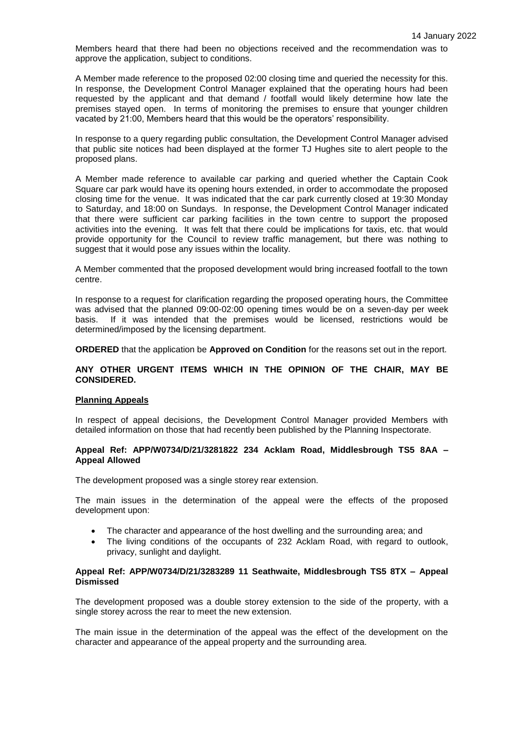Members heard that there had been no objections received and the recommendation was to approve the application, subject to conditions.

A Member made reference to the proposed 02:00 closing time and queried the necessity for this. In response, the Development Control Manager explained that the operating hours had been requested by the applicant and that demand / footfall would likely determine how late the premises stayed open. In terms of monitoring the premises to ensure that younger children vacated by 21:00, Members heard that this would be the operators' responsibility.

In response to a query regarding public consultation, the Development Control Manager advised that public site notices had been displayed at the former TJ Hughes site to alert people to the proposed plans.

A Member made reference to available car parking and queried whether the Captain Cook Square car park would have its opening hours extended, in order to accommodate the proposed closing time for the venue. It was indicated that the car park currently closed at 19:30 Monday to Saturday, and 18:00 on Sundays. In response, the Development Control Manager indicated that there were sufficient car parking facilities in the town centre to support the proposed activities into the evening. It was felt that there could be implications for taxis, etc. that would provide opportunity for the Council to review traffic management, but there was nothing to suggest that it would pose any issues within the locality.

A Member commented that the proposed development would bring increased footfall to the town centre.

In response to a request for clarification regarding the proposed operating hours, the Committee was advised that the planned 09:00-02:00 opening times would be on a seven-day per week basis. If it was intended that the premises would be licensed, restrictions would be determined/imposed by the licensing department.

**ORDERED** that the application be **Approved on Condition** for the reasons set out in the report.

**ANY OTHER URGENT ITEMS WHICH IN THE OPINION OF THE CHAIR, MAY BE CONSIDERED.**

**Planning Appeals**

In respect of appeal decisions, the Development Control Manager provided Members with detailed information on those that had recently been published by the Planning Inspectorate.

**Appeal Ref: APP/W0734/D/21/3281822 234 Acklam Road, Middlesbrough TS5 8AA – Appeal Allowed**

The development proposed was a single storey rear extension.

The main issues in the determination of the appeal were the effects of the proposed development upon:

- The character and appearance of the host dwelling and the surrounding area; and
- The living conditions of the occupants of 232 Acklam Road, with regard to outlook, privacy, sunlight and daylight.

**Appeal Ref: APP/W0734/D/21/3283289 11 Seathwaite, Middlesbrough TS5 8TX – Appeal Dismissed**

The development proposed was a double storey extension to the side of the property, with a single storey across the rear to meet the new extension.

The main issue in the determination of the appeal was the effect of the development on the character and appearance of the appeal property and the surrounding area.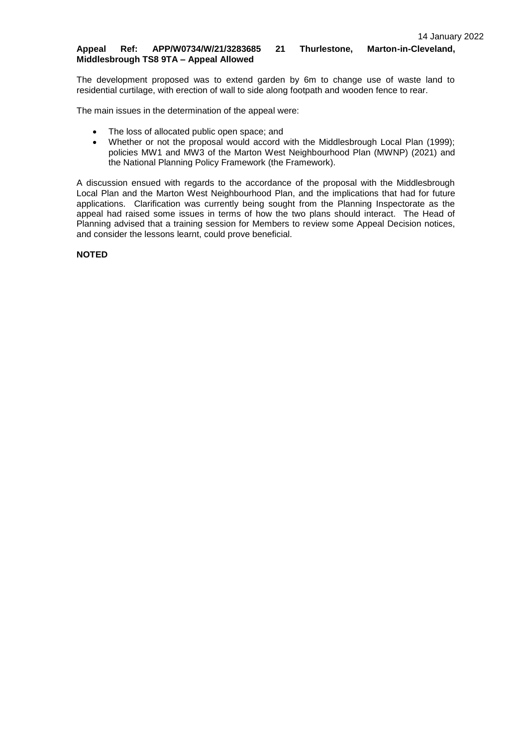14 January 2022

**Appeal Ref: APP/W0734/W/21/3283685 21 Thurlestone, Marton-in-Cleveland, Middlesbrough TS8 9TA – Appeal Allowed**

The development proposed was to extend garden by 6m to change use of waste land to residential curtilage, with erection of wall to side along footpath and wooden fence to rear.

The main issues in the determination of the appeal were:

- The loss of allocated public open space; and
- Whether or not the proposal would accord with the Middlesbrough Local Plan (1999); policies MW1 and MW3 of the Marton West Neighbourhood Plan (MWNP) (2021) and the National Planning Policy Framework (the Framework).

A discussion ensued with regards to the accordance of the proposal with the Middlesbrough Local Plan and the Marton West Neighbourhood Plan, and the implications that had for future applications. Clarification was currently being sought from the Planning Inspectorate as the appeal had raised some issues in terms of how the two plans should interact. The Head of Planning advised that a training session for Members to review some Appeal Decision notices, and consider the lessons learnt, could prove beneficial.

**NOTED**